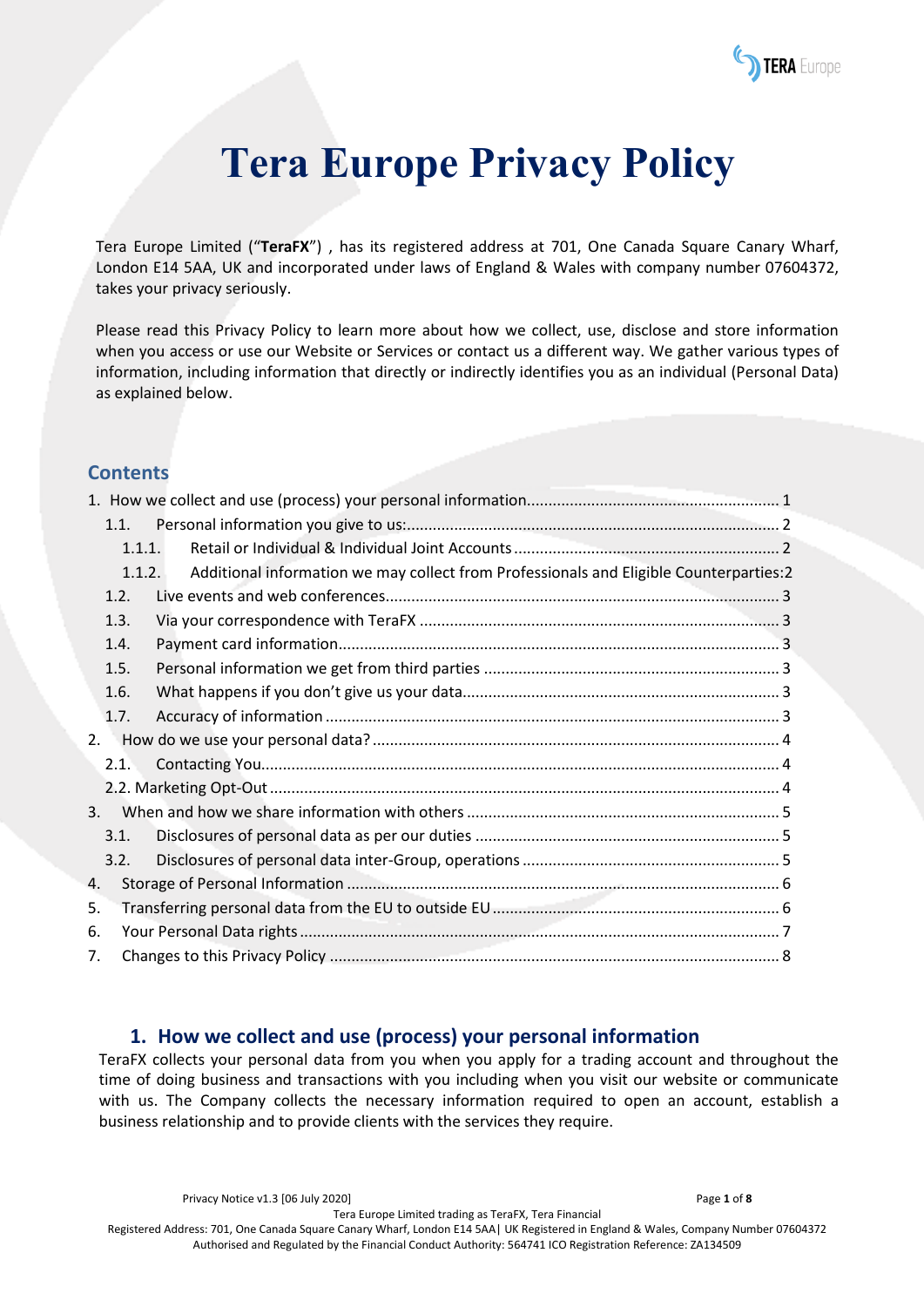# Tera Europe Privacy Policy

Tera Europe Limited ("**TeraFX**") , has its registered address at 701, One Canada Square Canary Wharf, London E14 5AA, UK and incorporated under laws of England & Wales with company number 07604372, takes your privacy seriously.

Please read this Privacy Policy to learn more about how we collect, use, disclose and store information when you access or use our Website or Services or contact us a different way. We gather various types of information, including information that directly or indirectly identifies you as an individual (Personal Data) as explained below.

## Contents

1. How we collect and use (process) your personal information .......... 1
   - 1.1. Personal information you give to us: .......... 2
     - 1.1.1. Retail or Individual & Individual Joint Accounts .......... 2
     - 1.1.2. Additional information we may collect from Professionals and Eligible Counterparties: 2
   - 1.2. Live events and web conferences .......... 3
   - 1.3. Via your correspondence with TeraFX .......... 3
   - 1.4. Payment card information .......... 3
   - 1.5. Personal information we get from third parties .......... 3
   - 1.6. What happens if you don't give us your data .......... 3
   - 1.7. Accuracy of information .......... 3
2. How do we use your personal data? .......... 4
   - 2.1. Contacting You .......... 4
   - 2.2. Marketing Opt-Out .......... 4
3. When and how we share information with others .......... 5
   - 3.1. Disclosures of personal data as per our duties .......... 5
   - 3.2. Disclosures of personal data inter-Group, operations .......... 5
4. Storage of Personal Information .......... 6
5. Transferring personal data from the EU to outside EU .......... 6
6. Your Personal Data rights .......... 7
7. Changes to this Privacy Policy .......... 8

## 1. How we collect and use (process) your personal information

TeraFX collects your personal data from you when you apply for a trading account and throughout the time of doing business and transactions with you including when you visit our website or communicate with us. The Company collects the necessary information required to open an account, establish a business relationship and to provide clients with the services they require.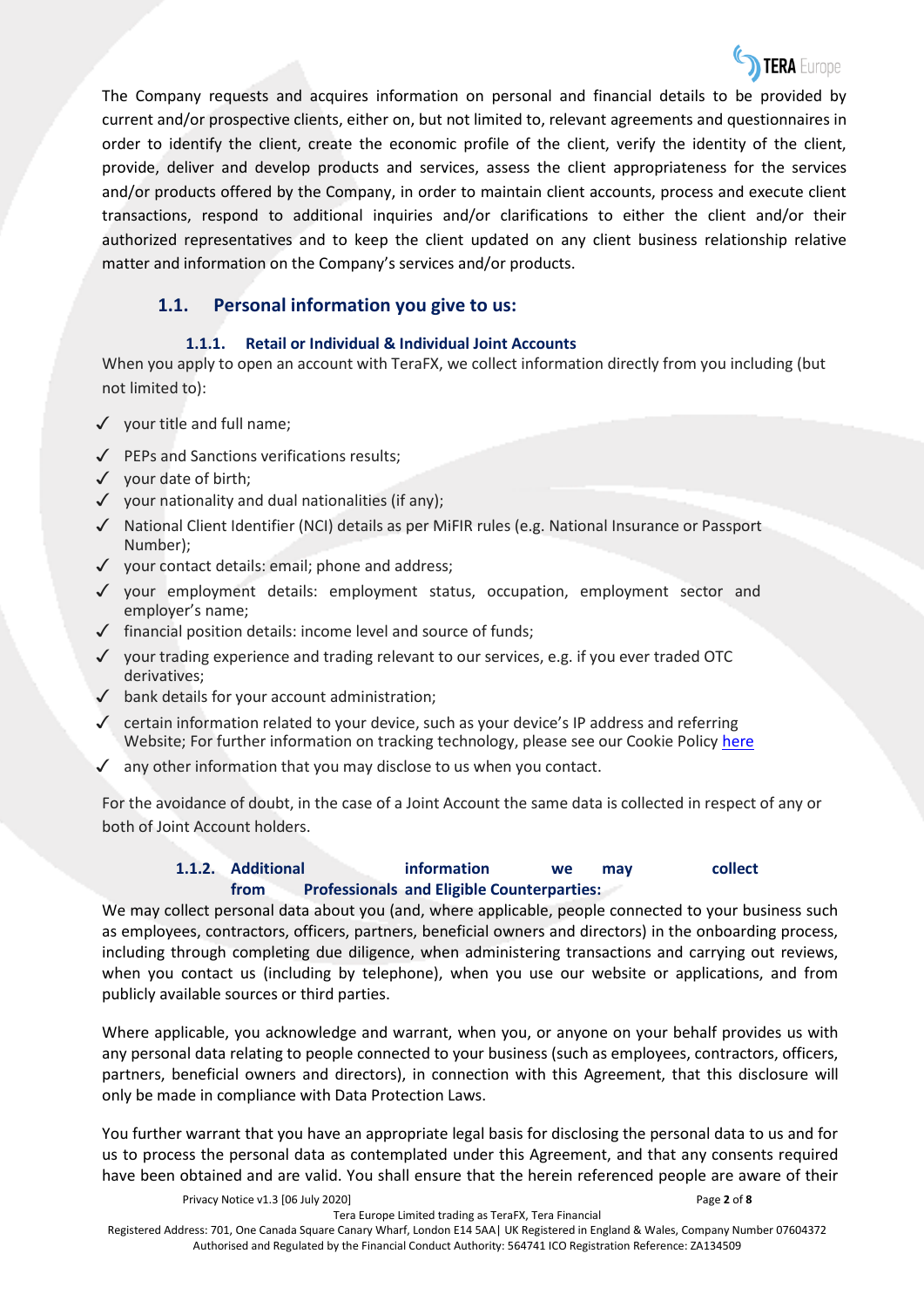The Company requests and acquires information on personal and financial details to be provided by current and/or prospective clients, either on, but not limited to, relevant agreements and questionnaires in order to identify the client, create the economic profile of the client, verify the identity of the client, provide, deliver and develop products and services, assess the client appropriateness for the services and/or products offered by the Company, in order to maintain client accounts, process and execute client transactions, respond to additional inquiries and/or clarifications to either the client and/or their authorized representatives and to keep the client updated on any client business relationship relative matter and information on the Company's services and/or products.

## 1.1. Personal information you give to us:

### 1.1.1. Retail or Individual & Individual Joint Accounts

When you apply to open an account with TeraFX, we collect information directly from you including (but not limited to):

- ✓ your title and full name;
- ✓ PEPs and Sanctions verifications results;
- ✓ your date of birth;
- ✓ your nationality and dual nationalities (if any);
- ✓ National Client Identifier (NCI) details as per MiFIR rules (e.g. National Insurance or Passport Number);
- ✓ your contact details: email; phone and address;
- ✓ your employment details: employment status, occupation, employment sector and employer's name;
- ✓ financial position details: income level and source of funds;
- ✓ your trading experience and trading relevant to our services, e.g. if you ever traded OTC derivatives;
- ✓ bank details for your account administration;
- ✓ certain information related to your device, such as your device's IP address and referring Website; For further information on tracking technology, please see our Cookie Policy here
- ✓ any other information that you may disclose to us when you contact.

For the avoidance of doubt, in the case of a Joint Account the same data is collected in respect of any or both of Joint Account holders.

### 1.1.2. Additional information we may collect from Professionals and Eligible Counterparties:

We may collect personal data about you (and, where applicable, people connected to your business such as employees, contractors, officers, partners, beneficial owners and directors) in the onboarding process, including through completing due diligence, when administering transactions and carrying out reviews, when you contact us (including by telephone), when you use our website or applications, and from publicly available sources or third parties.

Where applicable, you acknowledge and warrant, when you, or anyone on your behalf provides us with any personal data relating to people connected to your business (such as employees, contractors, officers, partners, beneficial owners and directors), in connection with this Agreement, that this disclosure will only be made in compliance with Data Protection Laws.

You further warrant that you have an appropriate legal basis for disclosing the personal data to us and for us to process the personal data as contemplated under this Agreement, and that any consents required have been obtained and are valid. You shall ensure that the herein referenced people are aware of their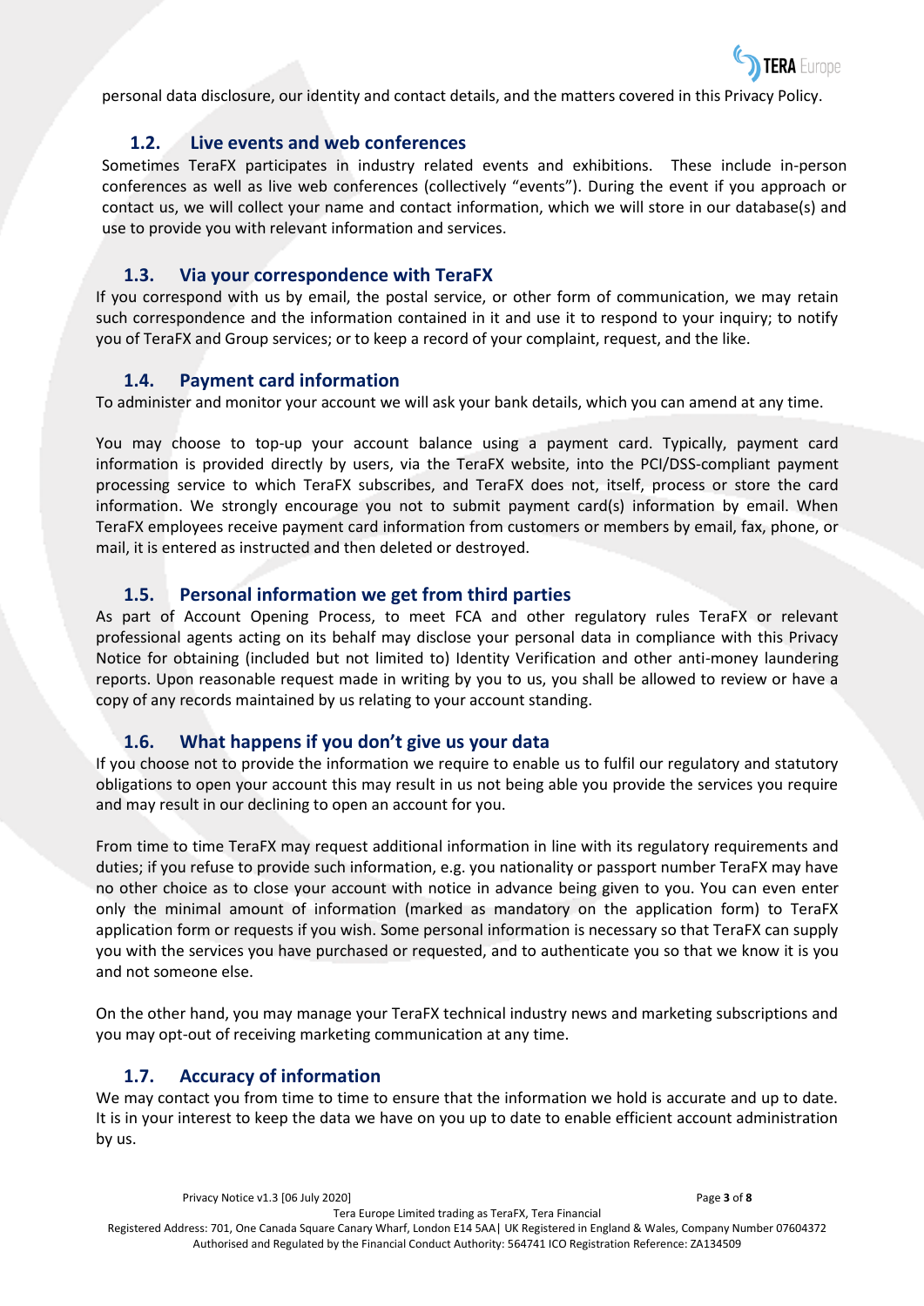personal data disclosure, our identity and contact details, and the matters covered in this Privacy Policy.

### 1.2. Live events and web conferences

Sometimes TeraFX participates in industry related events and exhibitions. These include in-person conferences as well as live web conferences (collectively "events"). During the event if you approach or contact us, we will collect your name and contact information, which we will store in our database(s) and use to provide you with relevant information and services.

### 1.3. Via your correspondence with TeraFX

If you correspond with us by email, the postal service, or other form of communication, we may retain such correspondence and the information contained in it and use it to respond to your inquiry; to notify you of TeraFX and Group services; or to keep a record of your complaint, request, and the like.

### 1.4. Payment card information

To administer and monitor your account we will ask your bank details, which you can amend at any time.

You may choose to top-up your account balance using a payment card. Typically, payment card information is provided directly by users, via the TeraFX website, into the PCI/DSS-compliant payment processing service to which TeraFX subscribes, and TeraFX does not, itself, process or store the card information. We strongly encourage you not to submit payment card(s) information by email. When TeraFX employees receive payment card information from customers or members by email, fax, phone, or mail, it is entered as instructed and then deleted or destroyed.

### 1.5. Personal information we get from third parties

As part of Account Opening Process, to meet FCA and other regulatory rules TeraFX or relevant professional agents acting on its behalf may disclose your personal data in compliance with this Privacy Notice for obtaining (included but not limited to) Identity Verification and other anti-money laundering reports. Upon reasonable request made in writing by you to us, you shall be allowed to review or have a copy of any records maintained by us relating to your account standing.

### 1.6. What happens if you don't give us your data

If you choose not to provide the information we require to enable us to fulfil our regulatory and statutory obligations to open your account this may result in us not being able you provide the services you require and may result in our declining to open an account for you.

From time to time TeraFX may request additional information in line with its regulatory requirements and duties; if you refuse to provide such information, e.g. you nationality or passport number TeraFX may have no other choice as to close your account with notice in advance being given to you. You can even enter only the minimal amount of information (marked as mandatory on the application form) to TeraFX application form or requests if you wish. Some personal information is necessary so that TeraFX can supply you with the services you have purchased or requested, and to authenticate you so that we know it is you and not someone else.

On the other hand, you may manage your TeraFX technical industry news and marketing subscriptions and you may opt-out of receiving marketing communication at any time.

### 1.7. Accuracy of information

We may contact you from time to time to ensure that the information we hold is accurate and up to date. It is in your interest to keep the data we have on you up to date to enable efficient account administration by us.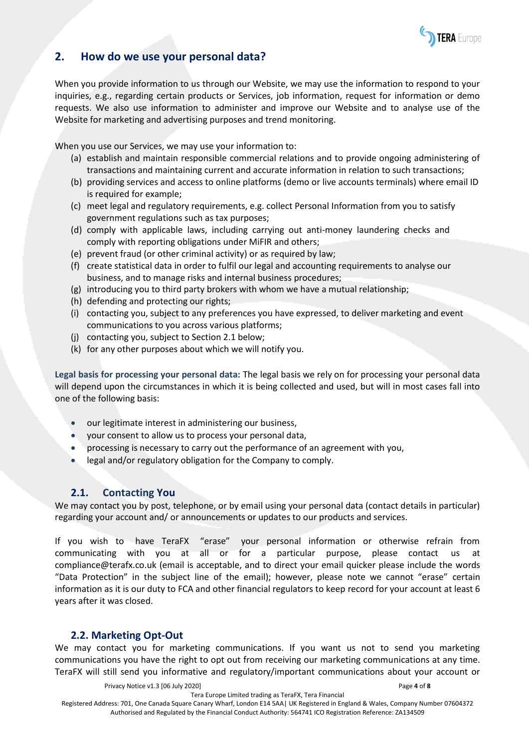## 2. How do we use your personal data?

When you provide information to us through our Website, we may use the information to respond to your inquiries, e.g., regarding certain products or Services, job information, request for information or demo requests. We also use information to administer and improve our Website and to analyse use of the Website for marketing and advertising purposes and trend monitoring.

When you use our Services, we may use your information to:

(a) establish and maintain responsible commercial relations and to provide ongoing administering of transactions and maintaining current and accurate information in relation to such transactions;
(b) providing services and access to online platforms (demo or live accounts terminals) where email ID is required for example;
(c) meet legal and regulatory requirements, e.g. collect Personal Information from you to satisfy government regulations such as tax purposes;
(d) comply with applicable laws, including carrying out anti-money laundering checks and comply with reporting obligations under MiFIR and others;
(e) prevent fraud (or other criminal activity) or as required by law;
(f) create statistical data in order to fulfil our legal and accounting requirements to analyse our business, and to manage risks and internal business procedures;
(g) introducing you to third party brokers with whom we have a mutual relationship;
(h) defending and protecting our rights;
(i) contacting you, subject to any preferences you have expressed, to deliver marketing and event communications to you across various platforms;
(j) contacting you, subject to Section 2.1 below;
(k) for any other purposes about which we will notify you.

**Legal basis for processing your personal data:** The legal basis we rely on for processing your personal data will depend upon the circumstances in which it is being collected and used, but will in most cases fall into one of the following basis:

- our legitimate interest in administering our business,
- your consent to allow us to process your personal data,
- processing is necessary to carry out the performance of an agreement with you,
- legal and/or regulatory obligation for the Company to comply.

### 2.1. Contacting You

We may contact you by post, telephone, or by email using your personal data (contact details in particular) regarding your account and/ or announcements or updates to our products and services.

If you wish to have TeraFX "erase" your personal information or otherwise refrain from communicating with you at all or for a particular purpose, please contact us at compliance@terafx.co.uk (email is acceptable, and to direct your email quicker please include the words "Data Protection" in the subject line of the email); however, please note we cannot "erase" certain information as it is our duty to FCA and other financial regulators to keep record for your account at least 6 years after it was closed.

### 2.2. Marketing Opt-Out

We may contact you for marketing communications. If you want us not to send you marketing communications you have the right to opt out from receiving our marketing communications at any time. TeraFX will still send you informative and regulatory/important communications about your account or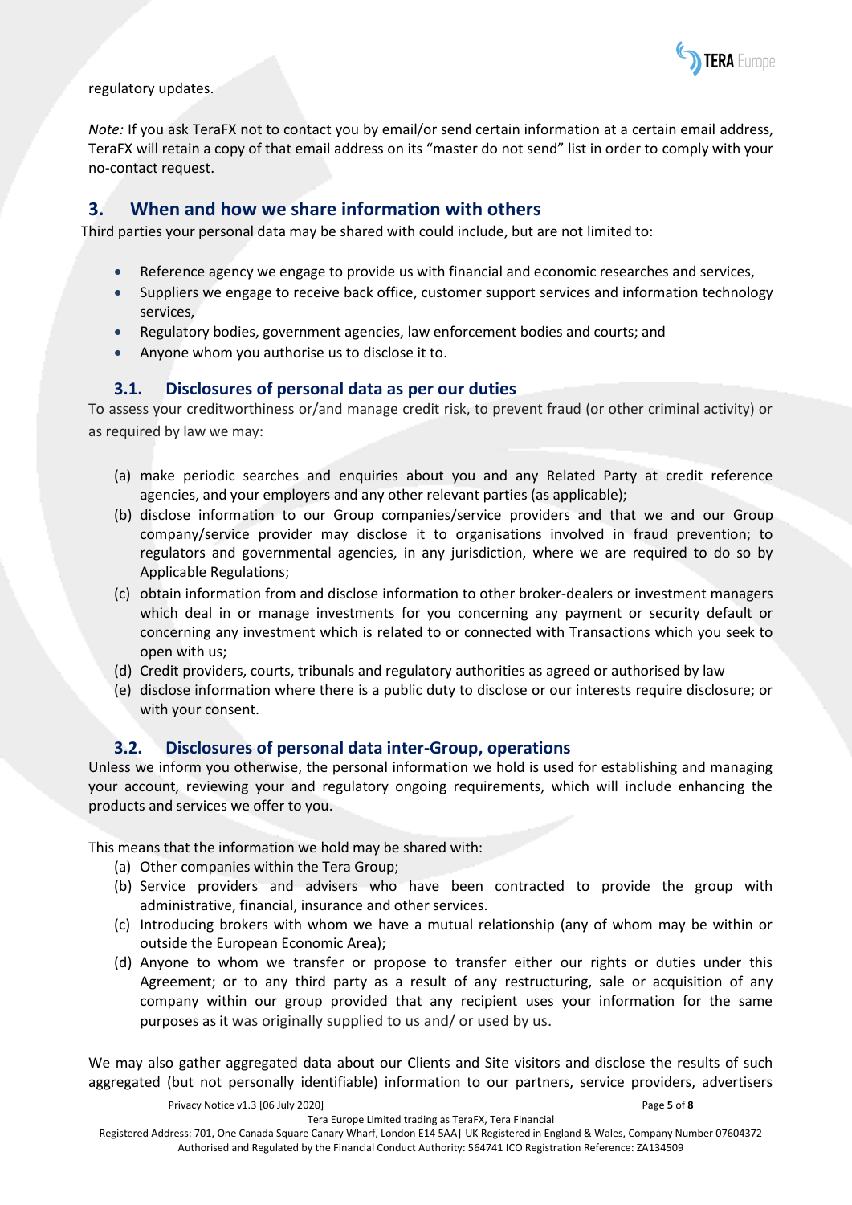regulatory updates.

*Note:* If you ask TeraFX not to contact you by email/or send certain information at a certain email address, TeraFX will retain a copy of that email address on its "master do not send" list in order to comply with your no-contact request.

## 3. When and how we share information with others

Third parties your personal data may be shared with could include, but are not limited to:

- Reference agency we engage to provide us with financial and economic researches and services,
- Suppliers we engage to receive back office, customer support services and information technology services,
- Regulatory bodies, government agencies, law enforcement bodies and courts; and
- Anyone whom you authorise us to disclose it to.

### 3.1. Disclosures of personal data as per our duties

To assess your creditworthiness or/and manage credit risk, to prevent fraud (or other criminal activity) or as required by law we may:

(a) make periodic searches and enquiries about you and any Related Party at credit reference agencies, and your employers and any other relevant parties (as applicable);

(b) disclose information to our Group companies/service providers and that we and our Group company/service provider may disclose it to organisations involved in fraud prevention; to regulators and governmental agencies, in any jurisdiction, where we are required to do so by Applicable Regulations;

(c) obtain information from and disclose information to other broker-dealers or investment managers which deal in or manage investments for you concerning any payment or security default or concerning any investment which is related to or connected with Transactions which you seek to open with us;

(d) Credit providers, courts, tribunals and regulatory authorities as agreed or authorised by law

(e) disclose information where there is a public duty to disclose or our interests require disclosure; or with your consent.

### 3.2. Disclosures of personal data inter-Group, operations

Unless we inform you otherwise, the personal information we hold is used for establishing and managing your account, reviewing your and regulatory ongoing requirements, which will include enhancing the products and services we offer to you.

This means that the information we hold may be shared with:

(a) Other companies within the Tera Group;

(b) Service providers and advisers who have been contracted to provide the group with administrative, financial, insurance and other services.

(c) Introducing brokers with whom we have a mutual relationship (any of whom may be within or outside the European Economic Area);

(d) Anyone to whom we transfer or propose to transfer either our rights or duties under this Agreement; or to any third party as a result of any restructuring, sale or acquisition of any company within our group provided that any recipient uses your information for the same purposes as it was originally supplied to us and/ or used by us.

We may also gather aggregated data about our Clients and Site visitors and disclose the results of such aggregated (but not personally identifiable) information to our partners, service providers, advertisers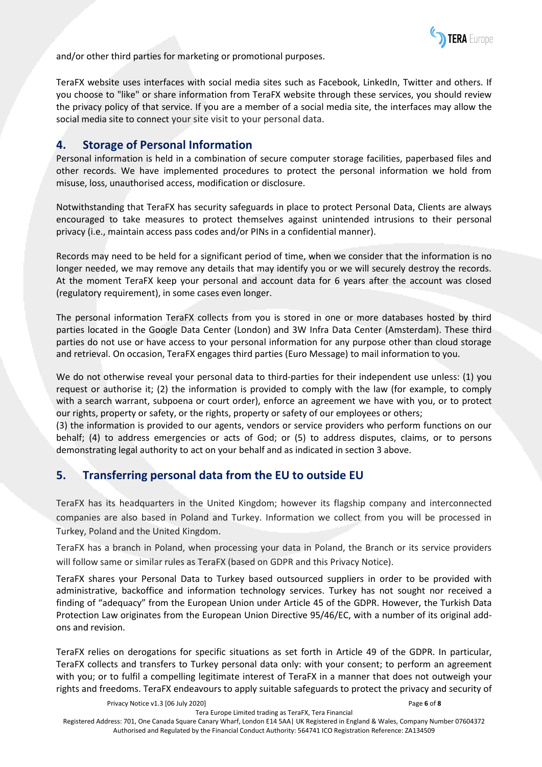and/or other third parties for marketing or promotional purposes.

TeraFX website uses interfaces with social media sites such as Facebook, LinkedIn, Twitter and others. If you choose to "like" or share information from TeraFX website through these services, you should review the privacy policy of that service. If you are a member of a social media site, the interfaces may allow the social media site to connect your site visit to your personal data.

## 4. Storage of Personal Information

Personal information is held in a combination of secure computer storage facilities, paperbased files and other records. We have implemented procedures to protect the personal information we hold from misuse, loss, unauthorised access, modification or disclosure.

Notwithstanding that TeraFX has security safeguards in place to protect Personal Data, Clients are always encouraged to take measures to protect themselves against unintended intrusions to their personal privacy (i.e., maintain access pass codes and/or PINs in a confidential manner).

Records may need to be held for a significant period of time, when we consider that the information is no longer needed, we may remove any details that may identify you or we will securely destroy the records. At the moment TeraFX keep your personal and account data for 6 years after the account was closed (regulatory requirement), in some cases even longer.

The personal information TeraFX collects from you is stored in one or more databases hosted by third parties located in the Google Data Center (London) and 3W Infra Data Center (Amsterdam). These third parties do not use or have access to your personal information for any purpose other than cloud storage and retrieval. On occasion, TeraFX engages third parties (Euro Message) to mail information to you.

We do not otherwise reveal your personal data to third-parties for their independent use unless: (1) you request or authorise it; (2) the information is provided to comply with the law (for example, to comply with a search warrant, subpoena or court order), enforce an agreement we have with you, or to protect our rights, property or safety, or the rights, property or safety of our employees or others;
(3) the information is provided to our agents, vendors or service providers who perform functions on our behalf; (4) to address emergencies or acts of God; or (5) to address disputes, claims, or to persons demonstrating legal authority to act on your behalf and as indicated in section 3 above.

## 5. Transferring personal data from the EU to outside EU

TeraFX has its headquarters in the United Kingdom; however its flagship company and interconnected companies are also based in Poland and Turkey. Information we collect from you will be processed in Turkey, Poland and the United Kingdom.

TeraFX has a branch in Poland, when processing your data in Poland, the Branch or its service providers will follow same or similar rules as TeraFX (based on GDPR and this Privacy Notice).

TeraFX shares your Personal Data to Turkey based outsourced suppliers in order to be provided with administrative, backoffice and information technology services. Turkey has not sought nor received a finding of "adequacy" from the European Union under Article 45 of the GDPR. However, the Turkish Data Protection Law originates from the European Union Directive 95/46/EC, with a number of its original add-ons and revision.

TeraFX relies on derogations for specific situations as set forth in Article 49 of the GDPR. In particular, TeraFX collects and transfers to Turkey personal data only: with your consent; to perform an agreement with you; or to fulfil a compelling legitimate interest of TeraFX in a manner that does not outweigh your rights and freedoms. TeraFX endeavours to apply suitable safeguards to protect the privacy and security of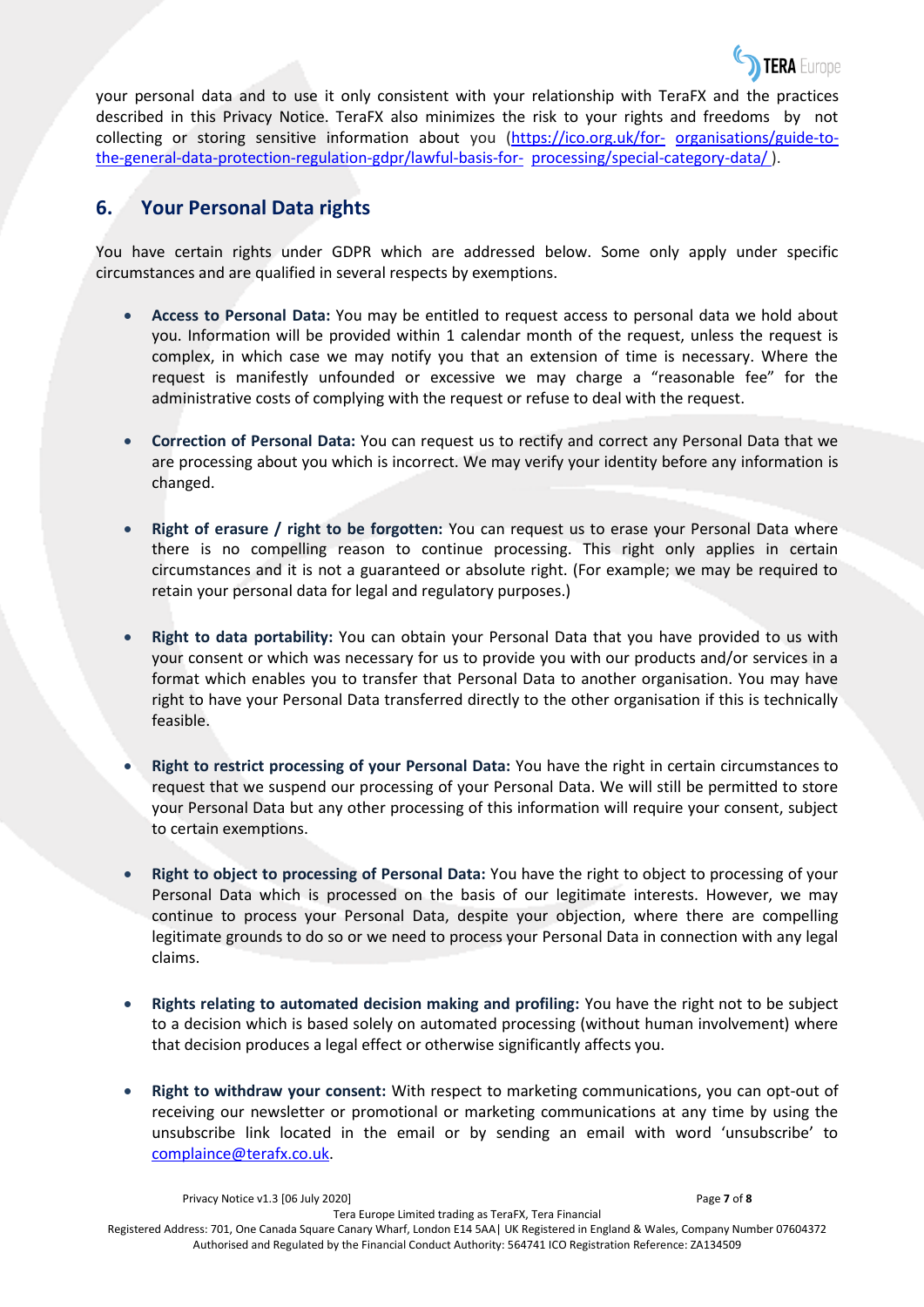your personal data and to use it only consistent with your relationship with TeraFX and the practices described in this Privacy Notice. TeraFX also minimizes the risk to your rights and freedoms by not collecting or storing sensitive information about you (https://ico.org.uk/for-organisations/guide-to-the-general-data-protection-regulation-gdpr/lawful-basis-for-processing/special-category-data/).

## 6. Your Personal Data rights

You have certain rights under GDPR which are addressed below. Some only apply under specific circumstances and are qualified in several respects by exemptions.

- **Access to Personal Data:** You may be entitled to request access to personal data we hold about you. Information will be provided within 1 calendar month of the request, unless the request is complex, in which case we may notify you that an extension of time is necessary. Where the request is manifestly unfounded or excessive we may charge a "reasonable fee" for the administrative costs of complying with the request or refuse to deal with the request.

- **Correction of Personal Data:** You can request us to rectify and correct any Personal Data that we are processing about you which is incorrect. We may verify your identity before any information is changed.

- **Right of erasure / right to be forgotten:** You can request us to erase your Personal Data where there is no compelling reason to continue processing. This right only applies in certain circumstances and it is not a guaranteed or absolute right. (For example; we may be required to retain your personal data for legal and regulatory purposes.)

- **Right to data portability:** You can obtain your Personal Data that you have provided to us with your consent or which was necessary for us to provide you with our products and/or services in a format which enables you to transfer that Personal Data to another organisation. You may have right to have your Personal Data transferred directly to the other organisation if this is technically feasible.

- **Right to restrict processing of your Personal Data:** You have the right in certain circumstances to request that we suspend our processing of your Personal Data. We will still be permitted to store your Personal Data but any other processing of this information will require your consent, subject to certain exemptions.

- **Right to object to processing of Personal Data:** You have the right to object to processing of your Personal Data which is processed on the basis of our legitimate interests. However, we may continue to process your Personal Data, despite your objection, where there are compelling legitimate grounds to do so or we need to process your Personal Data in connection with any legal claims.

- **Rights relating to automated decision making and profiling:** You have the right not to be subject to a decision which is based solely on automated processing (without human involvement) where that decision produces a legal effect or otherwise significantly affects you.

- **Right to withdraw your consent:** With respect to marketing communications, you can opt-out of receiving our newsletter or promotional or marketing communications at any time by using the unsubscribe link located in the email or by sending an email with word 'unsubscribe' to complaince@terafx.co.uk.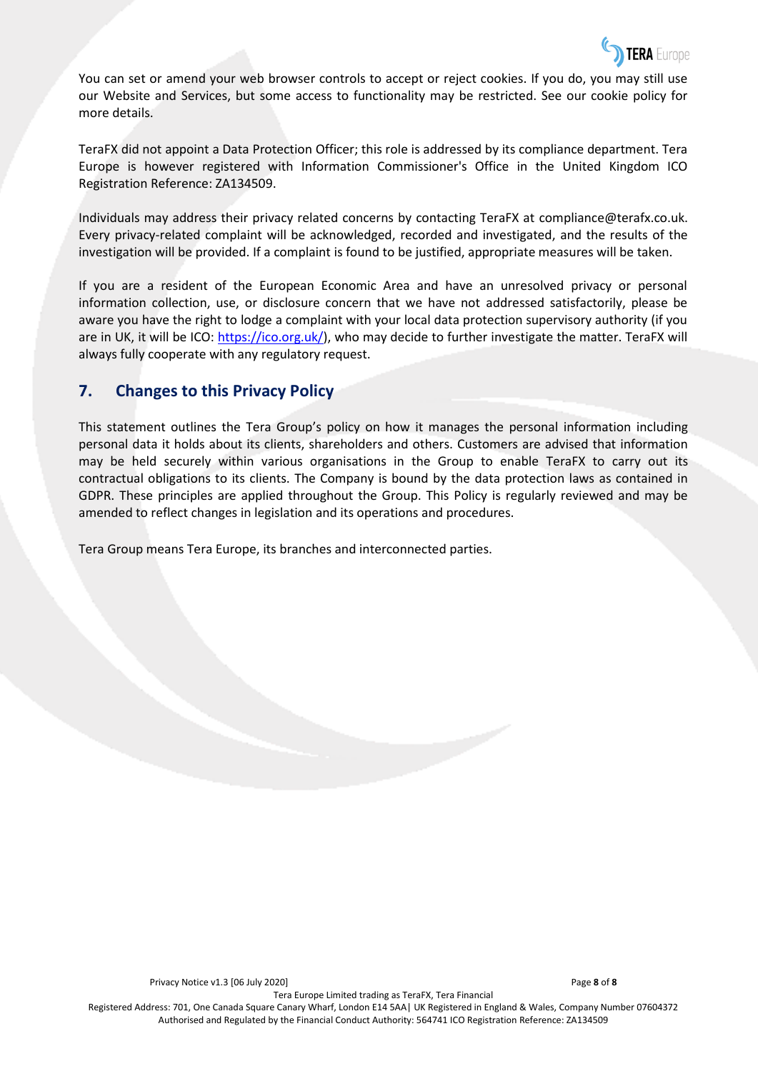You can set or amend your web browser controls to accept or reject cookies. If you do, you may still use our Website and Services, but some access to functionality may be restricted. See our cookie policy for more details.

TeraFX did not appoint a Data Protection Officer; this role is addressed by its compliance department. Tera Europe is however registered with Information Commissioner's Office in the United Kingdom ICO Registration Reference: ZA134509.

Individuals may address their privacy related concerns by contacting TeraFX at compliance@terafx.co.uk. Every privacy-related complaint will be acknowledged, recorded and investigated, and the results of the investigation will be provided. If a complaint is found to be justified, appropriate measures will be taken.

If you are a resident of the European Economic Area and have an unresolved privacy or personal information collection, use, or disclosure concern that we have not addressed satisfactorily, please be aware you have the right to lodge a complaint with your local data protection supervisory authority (if you are in UK, it will be ICO: https://ico.org.uk/), who may decide to further investigate the matter. TeraFX will always fully cooperate with any regulatory request.

## 7. Changes to this Privacy Policy

This statement outlines the Tera Group's policy on how it manages the personal information including personal data it holds about its clients, shareholders and others. Customers are advised that information may be held securely within various organisations in the Group to enable TeraFX to carry out its contractual obligations to its clients. The Company is bound by the data protection laws as contained in GDPR. These principles are applied throughout the Group. This Policy is regularly reviewed and may be amended to reflect changes in legislation and its operations and procedures.

Tera Group means Tera Europe, its branches and interconnected parties.